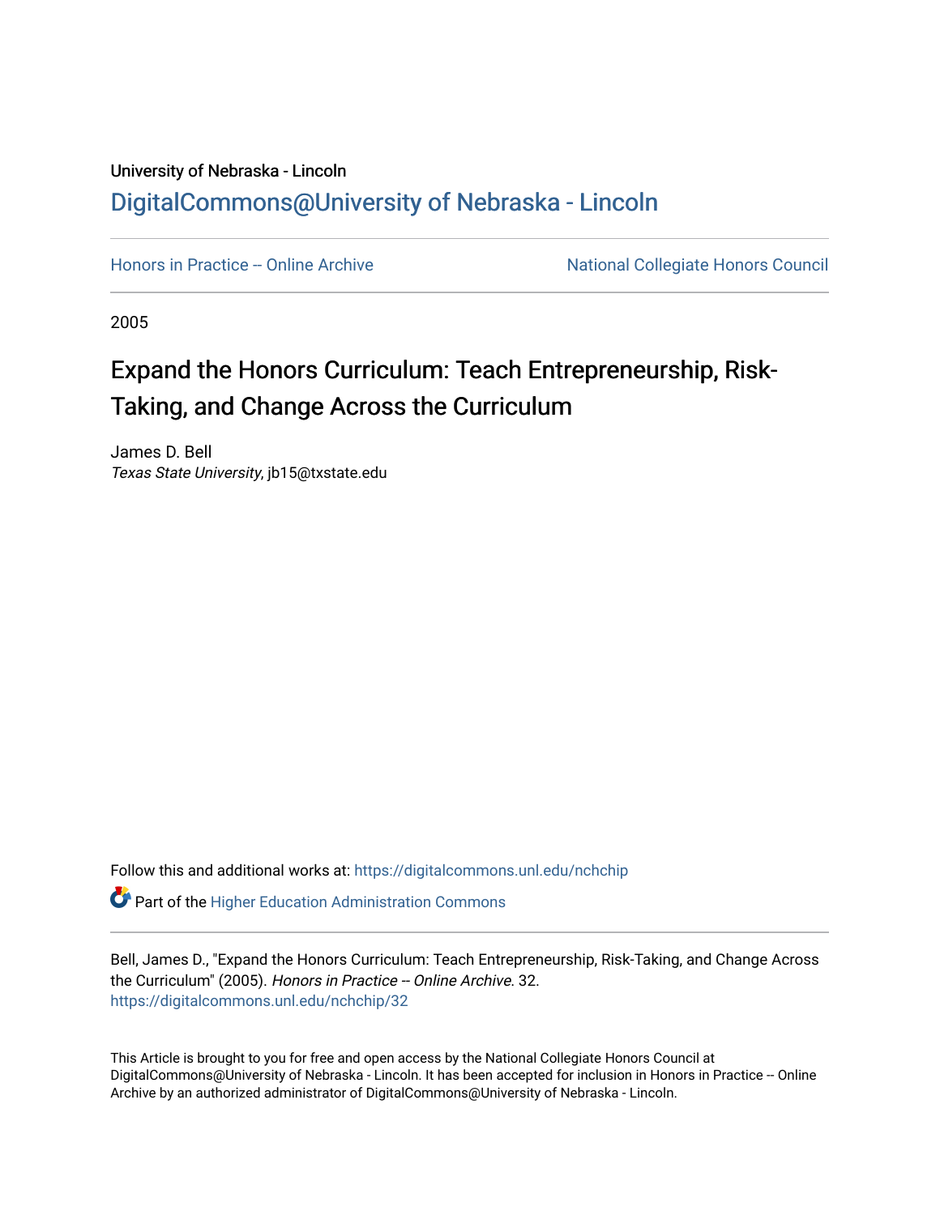University of Nebraska - Lincoln

# DigitalCommons@University of Nebraska - Lincoln

Honors in Practice -- Online Archive

National Collegiate Honors Council

2005

# Expand the Honors Curriculum: Teach Entrepreneurship, Risk-Taking, and Change Across the Curriculum

James D. Bell
*Texas State University*, jb15@txstate.edu

Follow this and additional works at: https://digitalcommons.unl.edu/nchchip

Part of the Higher Education Administration Commons

Bell, James D., "Expand the Honors Curriculum: Teach Entrepreneurship, Risk-Taking, and Change Across the Curriculum" (2005). *Honors in Practice -- Online Archive*. 32.
https://digitalcommons.unl.edu/nchchip/32

This Article is brought to you for free and open access by the National Collegiate Honors Council at DigitalCommons@University of Nebraska - Lincoln. It has been accepted for inclusion in Honors in Practice -- Online Archive by an authorized administrator of DigitalCommons@University of Nebraska - Lincoln.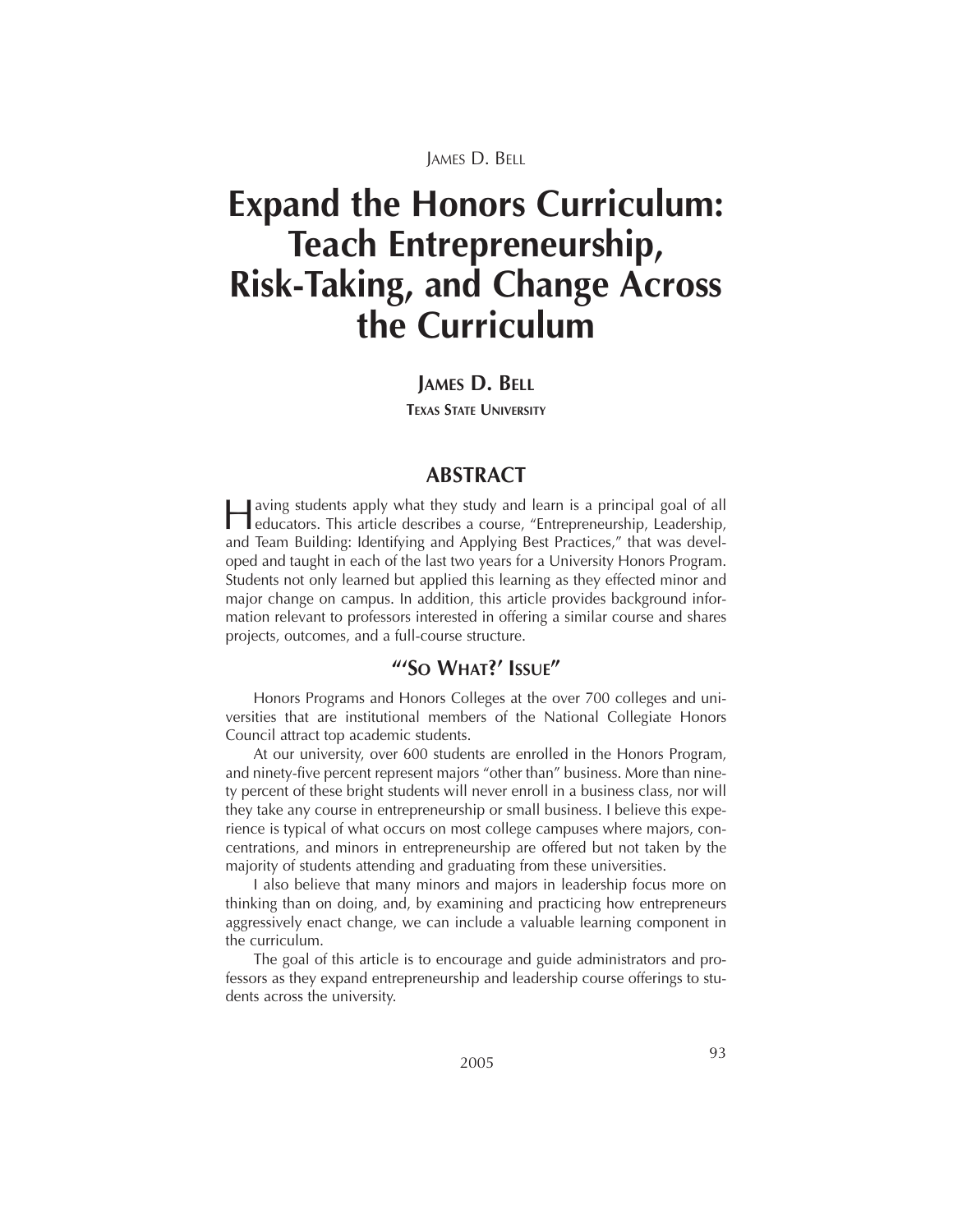# Expand the Honors Curriculum: Teach Entrepreneurship, Risk-Taking, and Change Across the Curriculum

**JAMES D. BELL**

**TEXAS STATE UNIVERSITY**

## ABSTRACT

Having students apply what they study and learn is a principal goal of all educators. This article describes a course, "Entrepreneurship, Leadership, and Team Building: Identifying and Applying Best Practices," that was developed and taught in each of the last two years for a University Honors Program. Students not only learned but applied this learning as they effected minor and major change on campus. In addition, this article provides background information relevant to professors interested in offering a similar course and shares projects, outcomes, and a full-course structure.

## "'SO WHAT?' ISSUE"

Honors Programs and Honors Colleges at the over 700 colleges and universities that are institutional members of the National Collegiate Honors Council attract top academic students.

At our university, over 600 students are enrolled in the Honors Program, and ninety-five percent represent majors "other than" business. More than ninety percent of these bright students will never enroll in a business class, nor will they take any course in entrepreneurship or small business. I believe this experience is typical of what occurs on most college campuses where majors, concentrations, and minors in entrepreneurship are offered but not taken by the majority of students attending and graduating from these universities.

I also believe that many minors and majors in leadership focus more on thinking than on doing, and, by examining and practicing how entrepreneurs aggressively enact change, we can include a valuable learning component in the curriculum.

The goal of this article is to encourage and guide administrators and professors as they expand entrepreneurship and leadership course offerings to students across the university.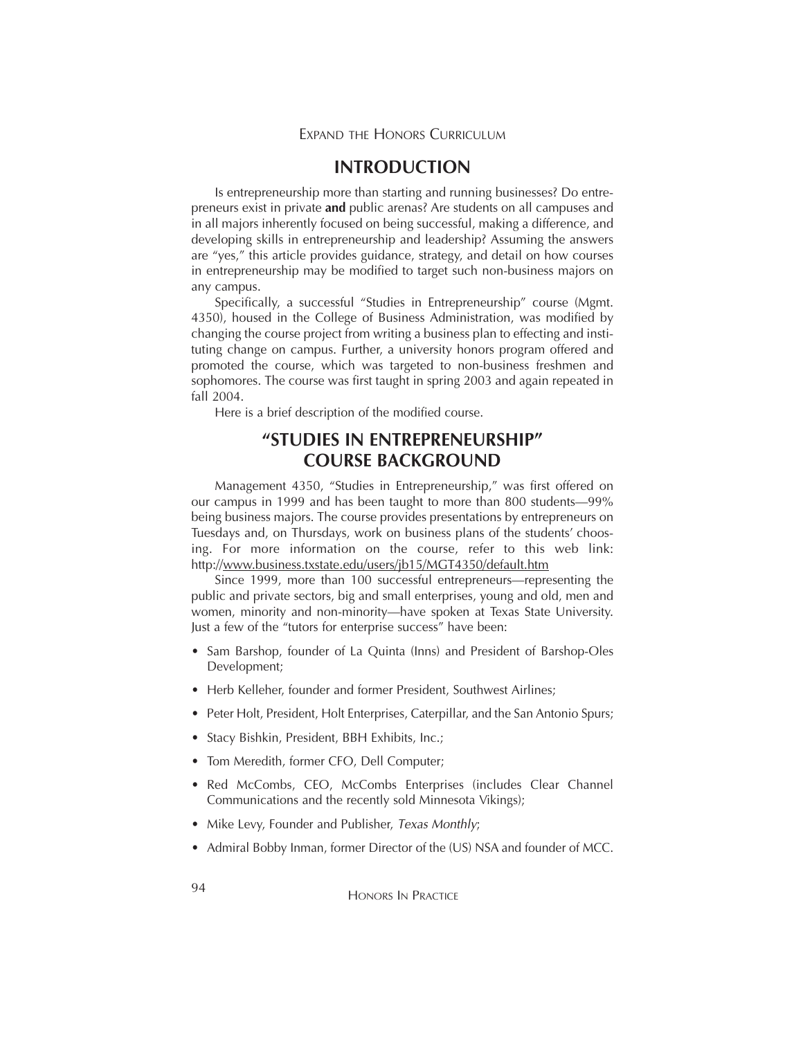## INTRODUCTION

Is entrepreneurship more than starting and running businesses? Do entrepreneurs exist in private **and** public arenas? Are students on all campuses and in all majors inherently focused on being successful, making a difference, and developing skills in entrepreneurship and leadership? Assuming the answers are "yes," this article provides guidance, strategy, and detail on how courses in entrepreneurship may be modified to target such non-business majors on any campus.

Specifically, a successful "Studies in Entrepreneurship" course (Mgmt. 4350), housed in the College of Business Administration, was modified by changing the course project from writing a business plan to effecting and instituting change on campus. Further, a university honors program offered and promoted the course, which was targeted to non-business freshmen and sophomores. The course was first taught in spring 2003 and again repeated in fall 2004.

Here is a brief description of the modified course.

## "STUDIES IN ENTREPRENEURSHIP" COURSE BACKGROUND

Management 4350, "Studies in Entrepreneurship," was first offered on our campus in 1999 and has been taught to more than 800 students—99% being business majors. The course provides presentations by entrepreneurs on Tuesdays and, on Thursdays, work on business plans of the students' choosing. For more information on the course, refer to this web link: http://www.business.txstate.edu/users/jb15/MGT4350/default.htm

Since 1999, more than 100 successful entrepreneurs—representing the public and private sectors, big and small enterprises, young and old, men and women, minority and non-minority—have spoken at Texas State University. Just a few of the "tutors for enterprise success" have been:

- Sam Barshop, founder of La Quinta (Inns) and President of Barshop-Oles Development;
- Herb Kelleher, founder and former President, Southwest Airlines;
- Peter Holt, President, Holt Enterprises, Caterpillar, and the San Antonio Spurs;
- Stacy Bishkin, President, BBH Exhibits, Inc.;
- Tom Meredith, former CFO, Dell Computer;
- Red McCombs, CEO, McCombs Enterprises (includes Clear Channel Communications and the recently sold Minnesota Vikings);
- Mike Levy, Founder and Publisher, *Texas Monthly*;
- Admiral Bobby Inman, former Director of the (US) NSA and founder of MCC.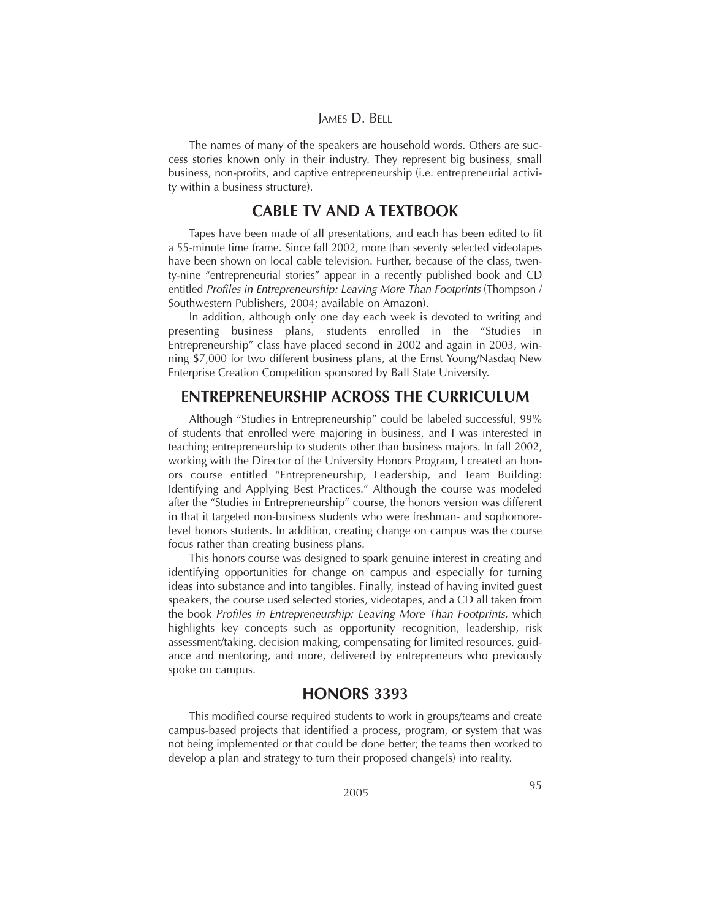The names of many of the speakers are household words. Others are success stories known only in their industry. They represent big business, small business, non-profits, and captive entrepreneurship (i.e. entrepreneurial activity within a business structure).

## CABLE TV AND A TEXTBOOK

Tapes have been made of all presentations, and each has been edited to fit a 55-minute time frame. Since fall 2002, more than seventy selected videotapes have been shown on local cable television. Further, because of the class, twenty-nine "entrepreneurial stories" appear in a recently published book and CD entitled *Profiles in Entrepreneurship: Leaving More Than Footprints* (Thompson / Southwestern Publishers, 2004; available on Amazon).

In addition, although only one day each week is devoted to writing and presenting business plans, students enrolled in the "Studies in Entrepreneurship" class have placed second in 2002 and again in 2003, winning $7,000 for two different business plans, at the Ernst Young/Nasdaq New Enterprise Creation Competition sponsored by Ball State University.

## ENTREPRENEURSHIP ACROSS THE CURRICULUM

Although "Studies in Entrepreneurship" could be labeled successful, 99% of students that enrolled were majoring in business, and I was interested in teaching entrepreneurship to students other than business majors. In fall 2002, working with the Director of the University Honors Program, I created an honors course entitled "Entrepreneurship, Leadership, and Team Building: Identifying and Applying Best Practices." Although the course was modeled after the "Studies in Entrepreneurship" course, the honors version was different in that it targeted non-business students who were freshman- and sophomore-level honors students. In addition, creating change on campus was the course focus rather than creating business plans.

This honors course was designed to spark genuine interest in creating and identifying opportunities for change on campus and especially for turning ideas into substance and into tangibles. Finally, instead of having invited guest speakers, the course used selected stories, videotapes, and a CD all taken from the book *Profiles in Entrepreneurship: Leaving More Than Footprints*, which highlights key concepts such as opportunity recognition, leadership, risk assessment/taking, decision making, compensating for limited resources, guidance and mentoring, and more, delivered by entrepreneurs who previously spoke on campus.

## HONORS 3393

This modified course required students to work in groups/teams and create campus-based projects that identified a process, program, or system that was not being implemented or that could be done better; the teams then worked to develop a plan and strategy to turn their proposed change(s) into reality.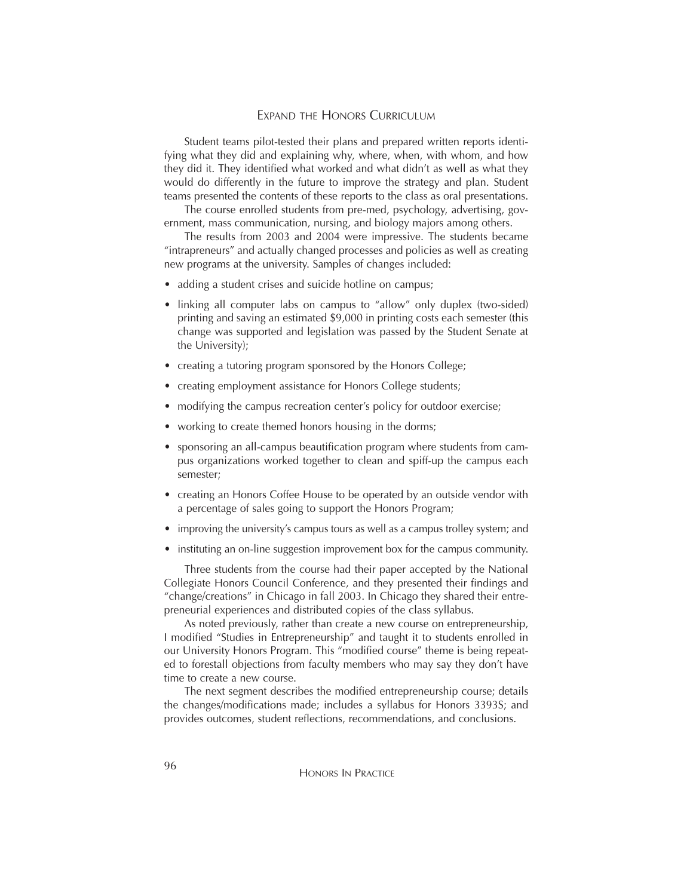Student teams pilot-tested their plans and prepared written reports identifying what they did and explaining why, where, when, with whom, and how they did it. They identified what worked and what didn't as well as what they would do differently in the future to improve the strategy and plan. Student teams presented the contents of these reports to the class as oral presentations.

The course enrolled students from pre-med, psychology, advertising, government, mass communication, nursing, and biology majors among others.

The results from 2003 and 2004 were impressive. The students became "intrapreneurs" and actually changed processes and policies as well as creating new programs at the university. Samples of changes included:

- adding a student crises and suicide hotline on campus;
- linking all computer labs on campus to "allow" only duplex (two-sided) printing and saving an estimated $9,000 in printing costs each semester (this change was supported and legislation was passed by the Student Senate at the University);
- creating a tutoring program sponsored by the Honors College;
- creating employment assistance for Honors College students;
- modifying the campus recreation center's policy for outdoor exercise;
- working to create themed honors housing in the dorms;
- sponsoring an all-campus beautification program where students from campus organizations worked together to clean and spiff-up the campus each semester;
- creating an Honors Coffee House to be operated by an outside vendor with a percentage of sales going to support the Honors Program;
- improving the university's campus tours as well as a campus trolley system; and
- instituting an on-line suggestion improvement box for the campus community.

Three students from the course had their paper accepted by the National Collegiate Honors Council Conference, and they presented their findings and "change/creations" in Chicago in fall 2003. In Chicago they shared their entrepreneurial experiences and distributed copies of the class syllabus.

As noted previously, rather than create a new course on entrepreneurship, I modified "Studies in Entrepreneurship" and taught it to students enrolled in our University Honors Program. This "modified course" theme is being repeated to forestall objections from faculty members who may say they don't have time to create a new course.

The next segment describes the modified entrepreneurship course; details the changes/modifications made; includes a syllabus for Honors 3393S; and provides outcomes, student reflections, recommendations, and conclusions.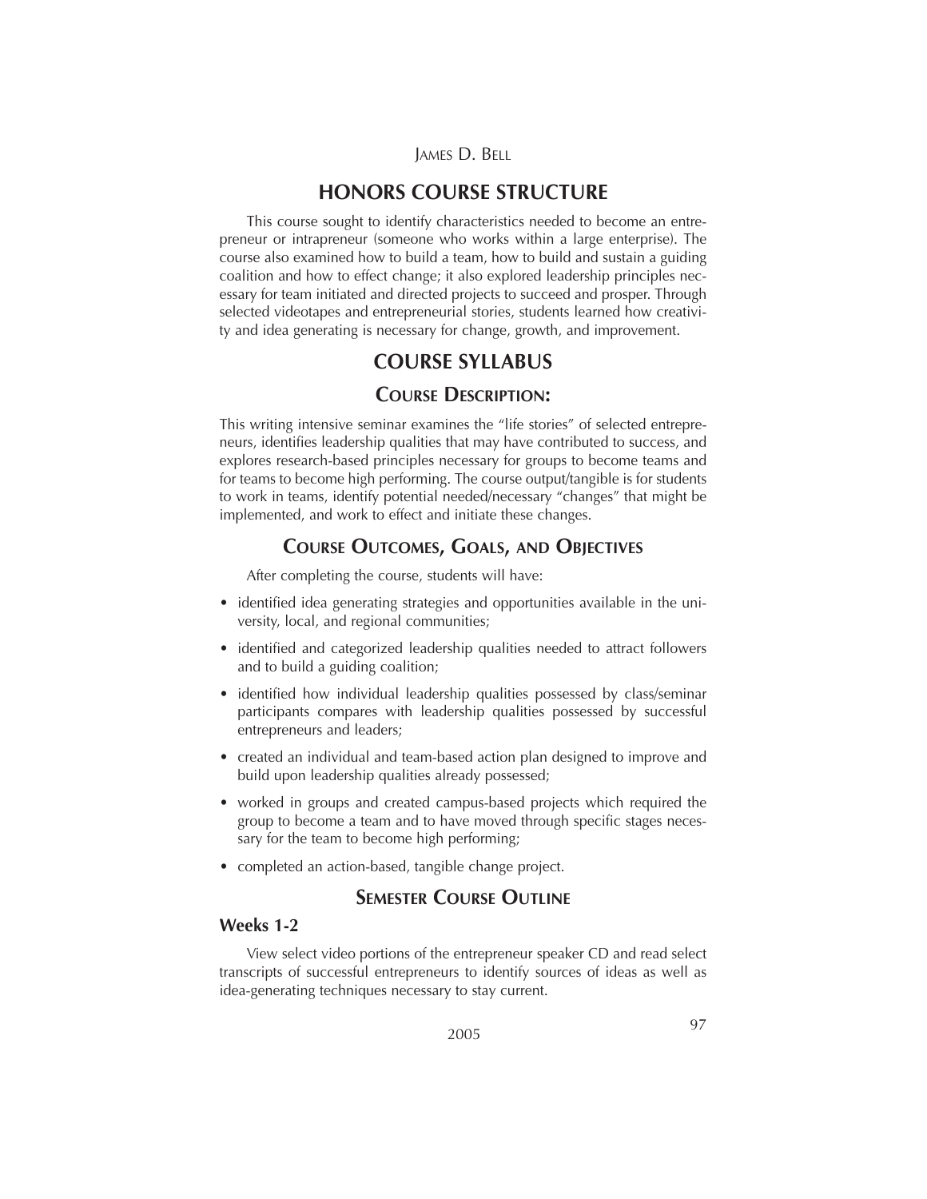## HONORS COURSE STRUCTURE

This course sought to identify characteristics needed to become an entrepreneur or intrapreneur (someone who works within a large enterprise). The course also examined how to build a team, how to build and sustain a guiding coalition and how to effect change; it also explored leadership principles necessary for team initiated and directed projects to succeed and prosper. Through selected videotapes and entrepreneurial stories, students learned how creativity and idea generating is necessary for change, growth, and improvement.

## COURSE SYLLABUS

### COURSE DESCRIPTION:

This writing intensive seminar examines the "life stories" of selected entrepreneurs, identifies leadership qualities that may have contributed to success, and explores research-based principles necessary for groups to become teams and for teams to become high performing. The course output/tangible is for students to work in teams, identify potential needed/necessary "changes" that might be implemented, and work to effect and initiate these changes.

### COURSE OUTCOMES, GOALS, AND OBJECTIVES

After completing the course, students will have:

- identified idea generating strategies and opportunities available in the university, local, and regional communities;
- identified and categorized leadership qualities needed to attract followers and to build a guiding coalition;
- identified how individual leadership qualities possessed by class/seminar participants compares with leadership qualities possessed by successful entrepreneurs and leaders;
- created an individual and team-based action plan designed to improve and build upon leadership qualities already possessed;
- worked in groups and created campus-based projects which required the group to become a team and to have moved through specific stages necessary for the team to become high performing;
- completed an action-based, tangible change project.

### SEMESTER COURSE OUTLINE

#### Weeks 1-2

View select video portions of the entrepreneur speaker CD and read select transcripts of successful entrepreneurs to identify sources of ideas as well as idea-generating techniques necessary to stay current.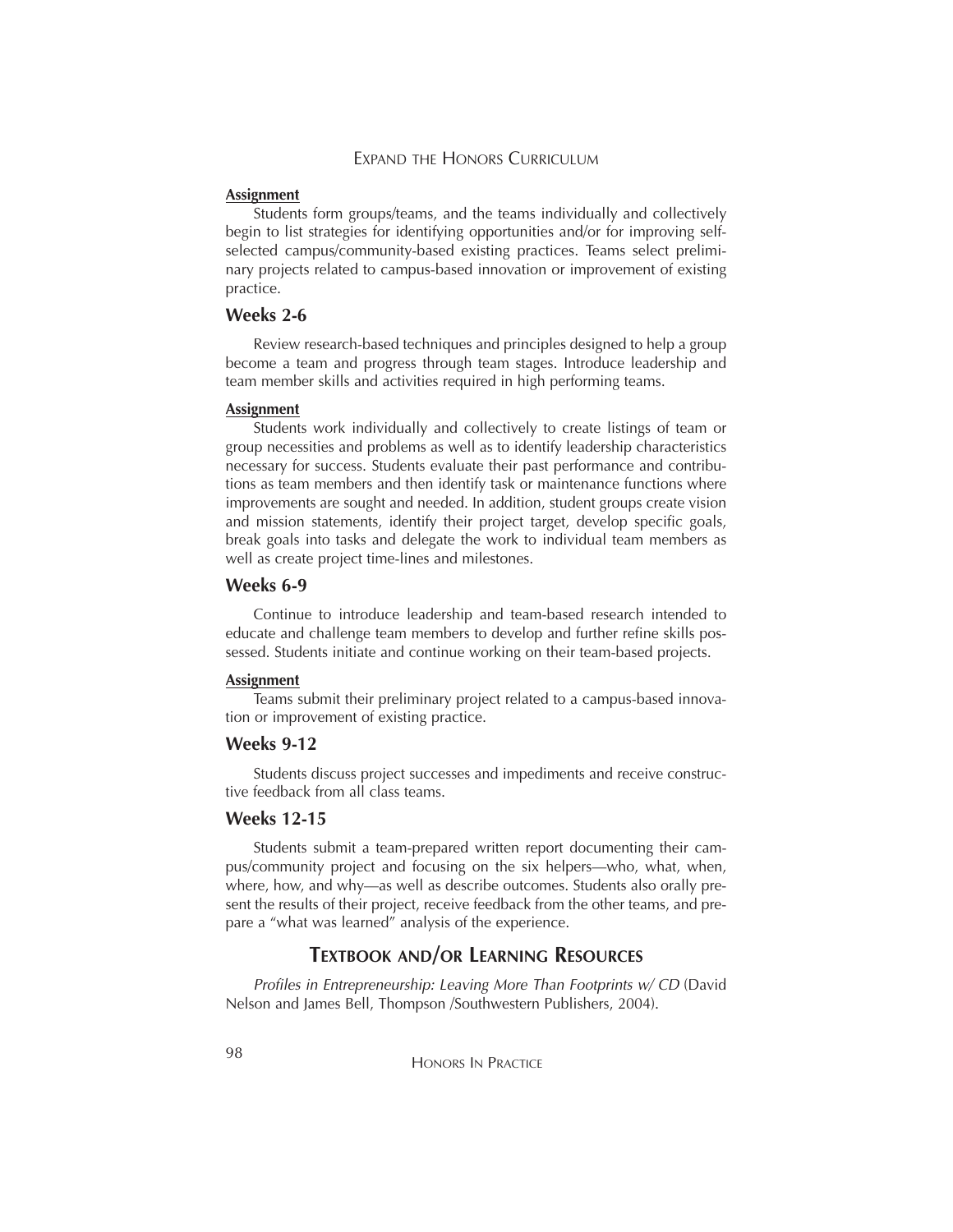**Assignment**

Students form groups/teams, and the teams individually and collectively begin to list strategies for identifying opportunities and/or for improving self-selected campus/community-based existing practices. Teams select preliminary projects related to campus-based innovation or improvement of existing practice.

## Weeks 2-6

Review research-based techniques and principles designed to help a group become a team and progress through team stages. Introduce leadership and team member skills and activities required in high performing teams.

**Assignment**

Students work individually and collectively to create listings of team or group necessities and problems as well as to identify leadership characteristics necessary for success. Students evaluate their past performance and contributions as team members and then identify task or maintenance functions where improvements are sought and needed. In addition, student groups create vision and mission statements, identify their project target, develop specific goals, break goals into tasks and delegate the work to individual team members as well as create project time-lines and milestones.

## Weeks 6-9

Continue to introduce leadership and team-based research intended to educate and challenge team members to develop and further refine skills possessed. Students initiate and continue working on their team-based projects.

**Assignment**

Teams submit their preliminary project related to a campus-based innovation or improvement of existing practice.

## Weeks 9-12

Students discuss project successes and impediments and receive constructive feedback from all class teams.

## Weeks 12-15

Students submit a team-prepared written report documenting their campus/community project and focusing on the six helpers—who, what, when, where, how, and why—as well as describe outcomes. Students also orally present the results of their project, receive feedback from the other teams, and prepare a "what was learned" analysis of the experience.

## Textbook and/or Learning Resources

*Profiles in Entrepreneurship: Leaving More Than Footprints w/ CD* (David Nelson and James Bell, Thompson /Southwestern Publishers, 2004).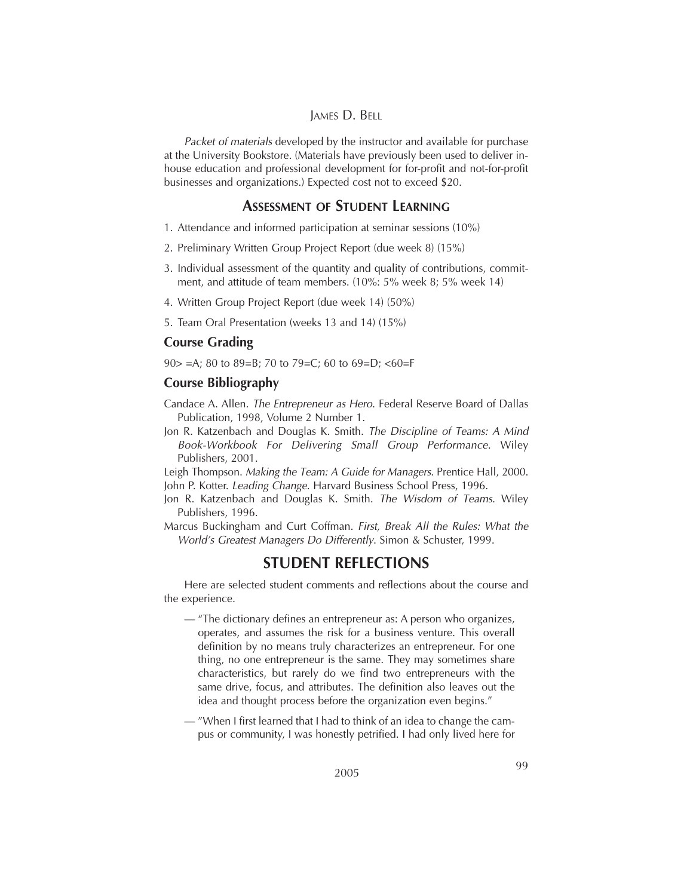*Packet of materials* developed by the instructor and available for purchase at the University Bookstore. (Materials have previously been used to deliver in-house education and professional development for for-profit and not-for-profit businesses and organizations.) Expected cost not to exceed $20.

## Assessment of Student Learning

1. Attendance and informed participation at seminar sessions (10%)
2. Preliminary Written Group Project Report (due week 8) (15%)
3. Individual assessment of the quantity and quality of contributions, commitment, and attitude of team members. (10%: 5% week 8; 5% week 14)
4. Written Group Project Report (due week 14) (50%)
5. Team Oral Presentation (weeks 13 and 14) (15%)

### Course Grading

90> =A; 80 to 89=B; 70 to 79=C; 60 to 69=D; <60=F

### Course Bibliography

Candace A. Allen. *The Entrepreneur as Hero*. Federal Reserve Board of Dallas Publication, 1998, Volume 2 Number 1.

Jon R. Katzenbach and Douglas K. Smith. *The Discipline of Teams: A Mind Book-Workbook For Delivering Small Group Performance*. Wiley Publishers, 2001.

Leigh Thompson. *Making the Team: A Guide for Managers*. Prentice Hall, 2000.

John P. Kotter. *Leading Change*. Harvard Business School Press, 1996.

Jon R. Katzenbach and Douglas K. Smith. *The Wisdom of Teams*. Wiley Publishers, 1996.

Marcus Buckingham and Curt Coffman. *First, Break All the Rules: What the World's Greatest Managers Do Differently*. Simon & Schuster, 1999.

## STUDENT REFLECTIONS

Here are selected student comments and reflections about the course and the experience.

— "The dictionary defines an entrepreneur as: A person who organizes, operates, and assumes the risk for a business venture. This overall definition by no means truly characterizes an entrepreneur. For one thing, no one entrepreneur is the same. They may sometimes share characteristics, but rarely do we find two entrepreneurs with the same drive, focus, and attributes. The definition also leaves out the idea and thought process before the organization even begins."

— "When I first learned that I had to think of an idea to change the campus or community, I was honestly petrified. I had only lived here for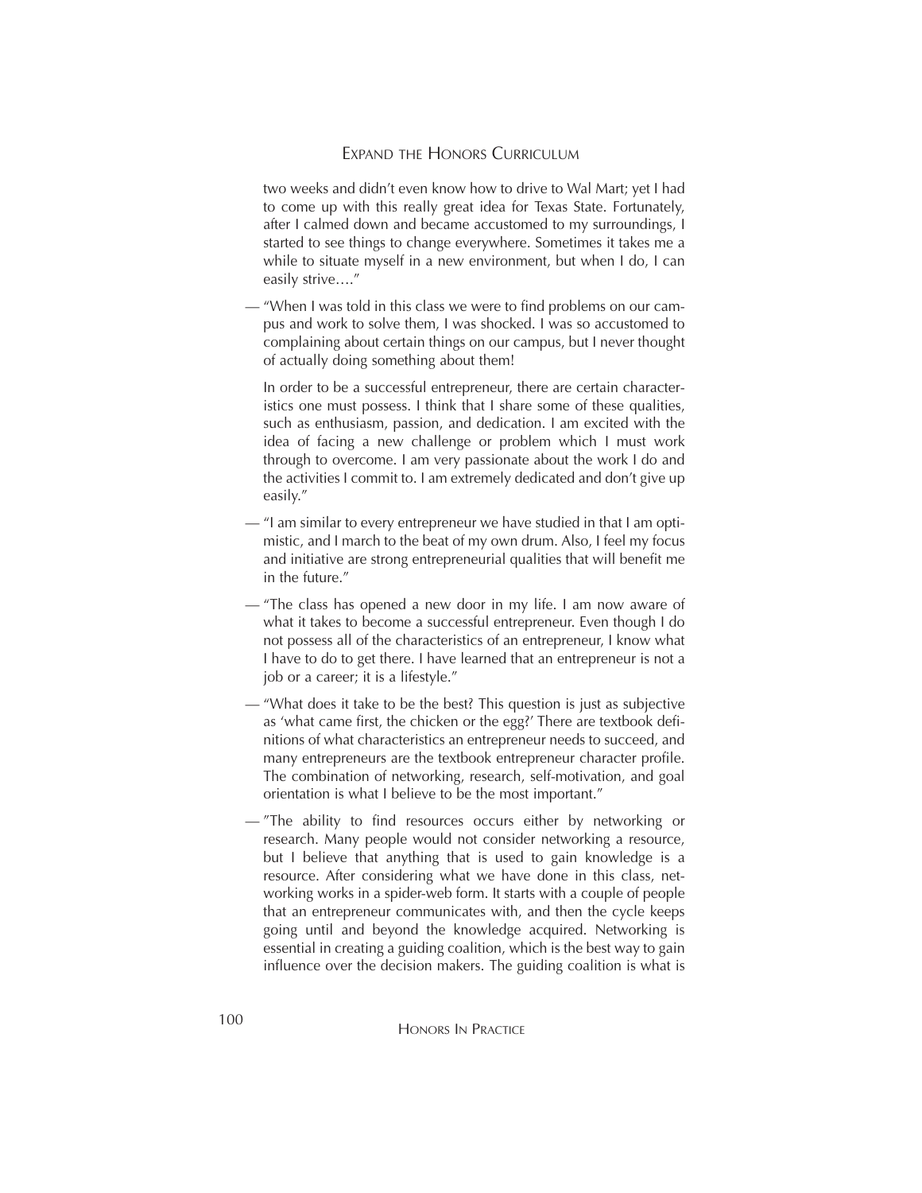two weeks and didn't even know how to drive to Wal Mart; yet I had to come up with this really great idea for Texas State. Fortunately, after I calmed down and became accustomed to my surroundings, I started to see things to change everywhere. Sometimes it takes me a while to situate myself in a new environment, but when I do, I can easily strive…."

— "When I was told in this class we were to find problems on our campus and work to solve them, I was shocked. I was so accustomed to complaining about certain things on our campus, but I never thought of actually doing something about them!

In order to be a successful entrepreneur, there are certain characteristics one must possess. I think that I share some of these qualities, such as enthusiasm, passion, and dedication. I am excited with the idea of facing a new challenge or problem which I must work through to overcome. I am very passionate about the work I do and the activities I commit to. I am extremely dedicated and don't give up easily."

— "I am similar to every entrepreneur we have studied in that I am optimistic, and I march to the beat of my own drum. Also, I feel my focus and initiative are strong entrepreneurial qualities that will benefit me in the future."

— "The class has opened a new door in my life. I am now aware of what it takes to become a successful entrepreneur. Even though I do not possess all of the characteristics of an entrepreneur, I know what I have to do to get there. I have learned that an entrepreneur is not a job or a career; it is a lifestyle."

— "What does it take to be the best? This question is just as subjective as 'what came first, the chicken or the egg?' There are textbook definitions of what characteristics an entrepreneur needs to succeed, and many entrepreneurs are the textbook entrepreneur character profile. The combination of networking, research, self-motivation, and goal orientation is what I believe to be the most important."

— "The ability to find resources occurs either by networking or research. Many people would not consider networking a resource, but I believe that anything that is used to gain knowledge is a resource. After considering what we have done in this class, networking works in a spider-web form. It starts with a couple of people that an entrepreneur communicates with, and then the cycle keeps going until and beyond the knowledge acquired. Networking is essential in creating a guiding coalition, which is the best way to gain influence over the decision makers. The guiding coalition is what is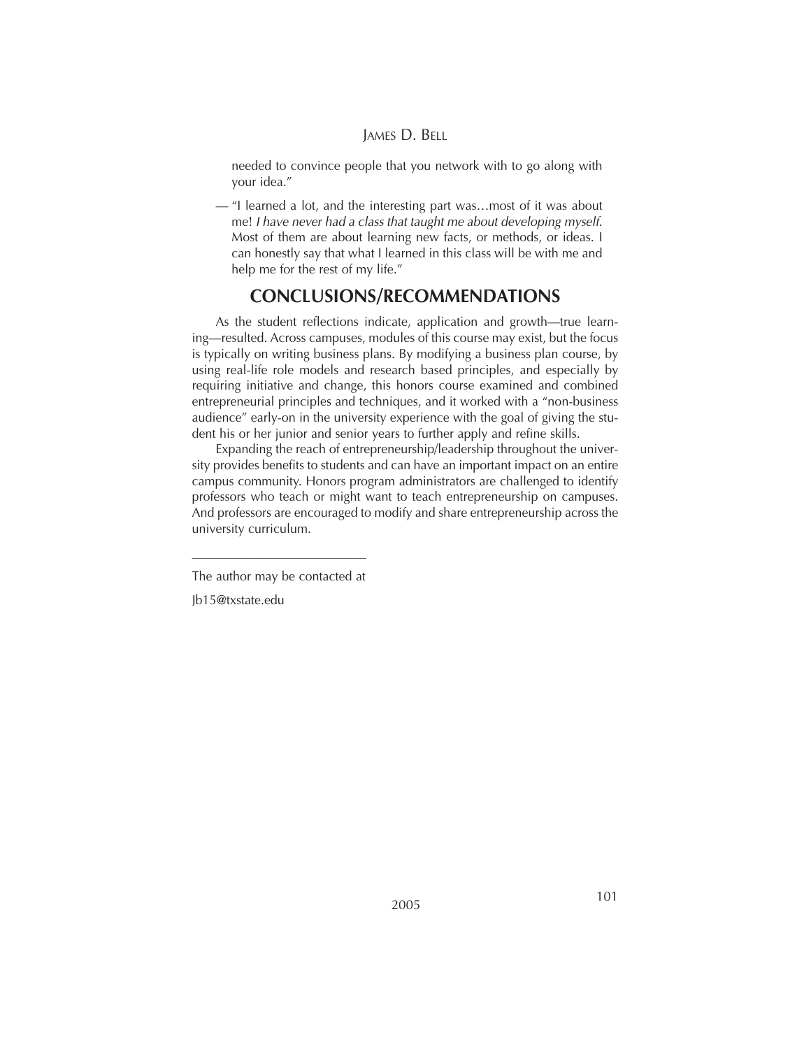needed to convince people that you network with to go along with your idea."

— "I learned a lot, and the interesting part was…most of it was about me! *I have never had a class that taught me about developing myself.* Most of them are about learning new facts, or methods, or ideas. I can honestly say that what I learned in this class will be with me and help me for the rest of my life."

## CONCLUSIONS/RECOMMENDATIONS

As the student reflections indicate, application and growth—true learning—resulted. Across campuses, modules of this course may exist, but the focus is typically on writing business plans. By modifying a business plan course, by using real-life role models and research based principles, and especially by requiring initiative and change, this honors course examined and combined entrepreneurial principles and techniques, and it worked with a "non-business audience" early-on in the university experience with the goal of giving the student his or her junior and senior years to further apply and refine skills.

Expanding the reach of entrepreneurship/leadership throughout the university provides benefits to students and can have an important impact on an entire campus community. Honors program administrators are challenged to identify professors who teach or might want to teach entrepreneurship on campuses. And professors are encouraged to modify and share entrepreneurship across the university curriculum.

---

The author may be contacted at

Jb15@txstate.edu